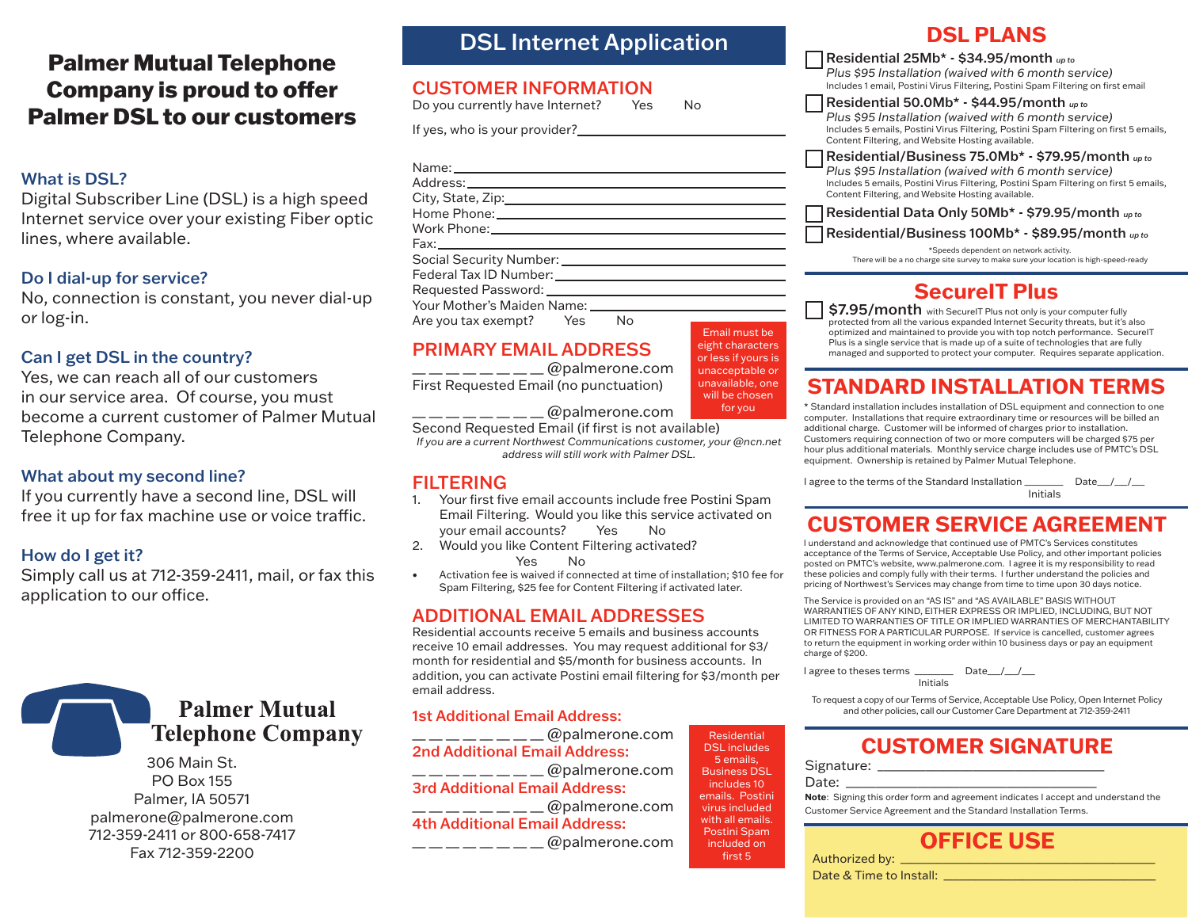# Palmer Mutual Telephone Company is proud to offer Palmer DSL to our customers

### What is DSL?

Digital Subscriber Line (DSL) is a high speed Internet service over your existing Fiber optic lines, where available.

### Do I dial-up for service?

No, connection is constant, you never dial-up or log-in.

### Can I get DSL in the country?

Yes, we can reach all of our customers in our service area. Of course, you must become a current customer of Palmer Mutual Telephone Company.

### What about my second line?

If you currently have a second line, DSL will free it up for fax machine use or voice traffic.

### How do I get it?

Simply call us at 712-359-2411, mail, or fax this application to our office.

**Palmer Mutual Telephone Company**

306 Main St.
PO Box 155
Palmer, IA 50571
palmerone@palmerone.com
712-359-2411 or 800-658-7417
Fax 712-359-2200

# DSL Internet Application

## CUSTOMER INFORMATION

Do you currently have Internet? Yes No

If yes, who is your provider:________________________

Name:________________________
Address:________________________
City, State, Zip:________________________
Home Phone:________________________
Work Phone:________________________
Fax:________________________
Social Security Number:________________________
Federal Tax ID Number:________________________
Requested Password:________________________
Your Mother's Maiden Name:________________________
Are you tax exempt? Yes No

## PRIMARY EMAIL ADDRESS

_ _ _ _ _ _ _ _ @palmerone.com
First Requested Email (no punctuation)

_ _ _ _ _ _ _ _ @palmerone.com
Second Requested Email (if first is not available)

*If you are a current Northwest Communications customer, your @ncn.net address will still work with Palmer DSL.*

Email must be eight characters or less if yours is unacceptable or unavailable, one will be chosen for you

## FILTERING

1. Your first five email accounts include free Postini Spam Email Filtering. Would you like this service activated on your email accounts? Yes No
2. Would you like Content Filtering activated? Yes No

- Activation fee is waived if connected at time of installation; $10 fee for Spam Filtering, $25 fee for Content Filtering if activated later.

## ADDITIONAL EMAIL ADDRESSES

Residential accounts receive 5 emails and business accounts receive 10 email addresses. You may request additional for $3/month for residential and $5/month for business accounts. In addition, you can activate Postini email filtering for $3/month per email address.

**1st Additional Email Address:**
_ _ _ _ _ _ _ _ @palmerone.com

**2nd Additional Email Address:**
_ _ _ _ _ _ _ _ @palmerone.com

**3rd Additional Email Address:**
_ _ _ _ _ _ _ _ @palmerone.com

**4th Additional Email Address:**
_ _ _ _ _ _ _ _ @palmerone.com

Residential DSL includes 5 emails, Business DSL includes 10 emails. Postini virus included with all emails. Postini Spam included on first 5

## DSL PLANS

- ☐ **Residential 25Mb* - $34.95/month** *up to*
  *Plus $95 Installation (waived with 6 month service)*
  Includes 1 email, Postini Virus Filtering, Postini Spam Filtering on first email
- ☐ **Residential 50.0Mb* - $44.95/month** *up to*
  *Plus $95 Installation (waived with 6 month service)*
  Includes 5 emails, Postini Virus Filtering, Postini Spam Filtering on first 5 emails, Content Filtering, and Website Hosting available.
- ☐ **Residential/Business 75.0Mb* - $79.95/month** *up to*
  *Plus $95 Installation (waived with 6 month service)*
  Includes 5 emails, Postini Virus Filtering, Postini Spam Filtering on first 5 emails, Content Filtering, and Website Hosting available.
- ☐ **Residential Data Only 50Mb* - $79.95/month** *up to*
- ☐ **Residential/Business 100Mb* - $89.95/month** *up to*

*Speeds dependent on network activity.
There will be a no charge site survey to make sure your location is high-speed-ready

## SecureIT Plus

☐ **$7.95/month** with SecureIT Plus not only is your computer fully protected from all the various expanded Internet Security threats, but it's also optimized and maintained to provide you with top notch performance. SecureIT Plus is a single service that is made up of a suite of technologies that are fully managed and supported to protect your computer. Requires separate application.

## STANDARD INSTALLATION TERMS

* Standard installation includes installation of DSL equipment and connection to one computer. Installations that require extraordinary time or resources will be billed an additional charge. Customer will be informed of charges prior to installation. Customers requiring connection of two or more computers will be charged $75 per hour plus additional materials. Monthly service charge includes use of PMTC's DSL equipment. Ownership is retained by Palmer Mutual Telephone.

I agree to the terms of the Standard Installation _______ Date___/___/___
Initials

## CUSTOMER SERVICE AGREEMENT

I understand and acknowledge that continued use of PMTC's Services constitutes acceptance of the Terms of Service, Acceptable Use Policy, and other important policies posted on PMTC's website, www.palmerone.com. I agree it is my responsibility to read these policies and comply fully with their terms. I further understand the policies and pricing of Northwest's Services may change from time to time upon 30 days notice.

The Service is provided on an "AS IS" and "AS AVAILABLE" BASIS WITHOUT WARRANTIES OF ANY KIND, EITHER EXPRESS OR IMPLIED, INCLUDING, BUT NOT LIMITED TO WARRANTIES OF TITLE OR IMPLIED WARRANTIES OF MERCHANTABILITY OR FITNESS FOR A PARTICULAR PURPOSE. If service is cancelled, customer agrees to return the equipment in working order within 10 business days or pay an equipment charge of $200.

I agree to theses terms _______ Date___/___/___
Initials

To request a copy of our Terms of Service, Acceptable Use Policy, Open Internet Policy and other policies, call our Customer Care Department at 712-359-2411

## CUSTOMER SIGNATURE

Signature: ________________________
Date: ________________________

**Note**: Signing this order form and agreement indicates I accept and understand the Customer Service Agreement and the Standard Installation Terms.

## OFFICE USE

Authorized by: ________________________
Date & Time to Install: ________________________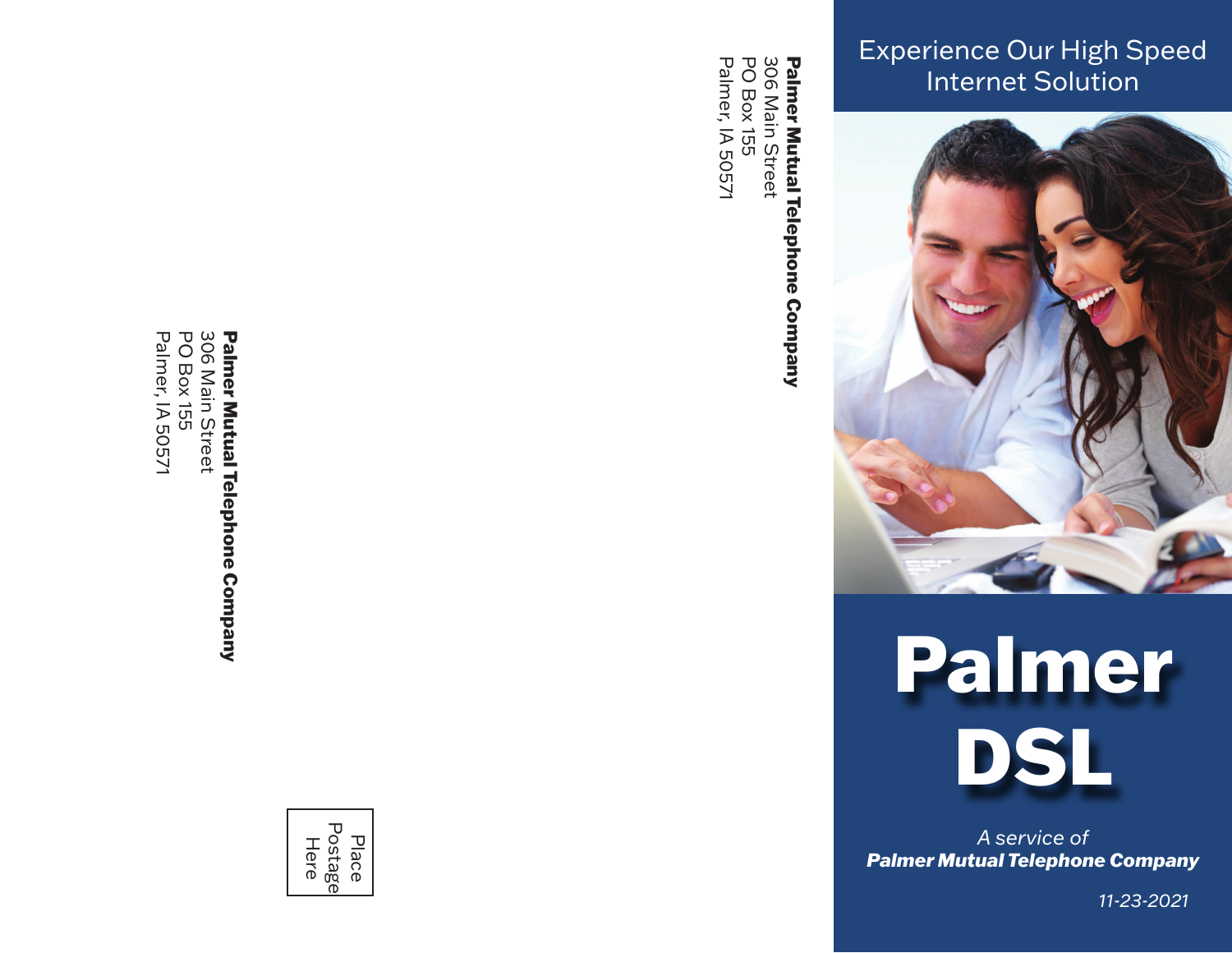Palmer Mutual Telephone Company
306 Main Street
PO Box 155
Palmer, IA 50571

Place
Postage
Here

**Palmer Mutual Telephone Company**
306 Main Street
PO Box 155
Palmer, IA 50571

# Experience Our High Speed Internet Solution

# Palmer DSL

*A service of*
***Palmer Mutual Telephone Company***

*11-23-2021*